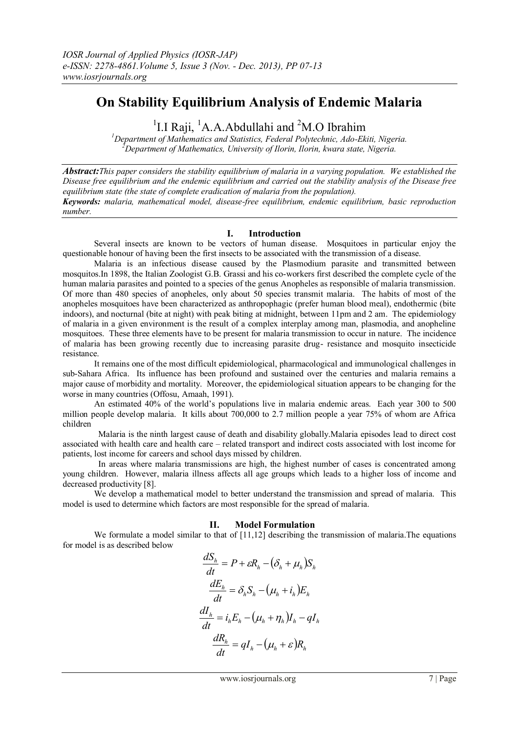# On Stability Equilibrium Analysis of Endemic Malaria

[1]I.I Raji, [1]A.A.Abdullahi and [2]M.O Ibrahim

[1]*Department of Mathematics and Statistics, Federal Polytechnic, Ado-Ekiti, Nigeria.*
[2]*Department of Mathematics, University of Ilorin, Ilorin, kwara state, Nigeria.*

***Abstract:*** *This paper considers the stability equilibrium of malaria in a varying population. We established the Disease free equilibrium and the endemic equilibrium and carried out the stability analysis of the Disease free equilibrium state (the state of complete eradication of malaria from the population).*

***Keywords:*** *malaria, mathematical model, disease-free equilibrium, endemic equilibrium, basic reproduction number.*

## I. Introduction

Several insects are known to be vectors of human disease. Mosquitoes in particular enjoy the questionable honour of having been the first insects to be associated with the transmission of a disease.

Malaria is an infectious disease caused by the Plasmodium parasite and transmitted between mosquitos.In 1898, the Italian Zoologist G.B. Grassi and his co-workers first described the complete cycle of the human malaria parasites and pointed to a species of the genus Anopheles as responsible of malaria transmission. Of more than 480 species of anopheles, only about 50 species transmit malaria. The habits of most of the anopheles mosquitoes have been characterized as anthropophagic (prefer human blood meal), endothermic (bite indoors), and nocturnal (bite at night) with peak biting at midnight, between 11pm and 2 am. The epidemiology of malaria in a given environment is the result of a complex interplay among man, plasmodia, and anopheline mosquitoes. These three elements have to be present for malaria transmission to occur in nature. The incidence of malaria has been growing recently due to increasing parasite drug- resistance and mosquito insecticide resistance.

It remains one of the most difficult epidemiological, pharmacological and immunological challenges in sub-Sahara Africa. Its influence has been profound and sustained over the centuries and malaria remains a major cause of morbidity and mortality. Moreover, the epidemiological situation appears to be changing for the worse in many countries (Offosu, Amaah, 1991).

An estimated 40% of the world's populations live in malaria endemic areas. Each year 300 to 500 million people develop malaria. It kills about 700,000 to 2.7 million people a year 75% of whom are Africa children

Malaria is the ninth largest cause of death and disability globally.Malaria episodes lead to direct cost associated with health care and health care – related transport and indirect costs associated with lost income for patients, lost income for careers and school days missed by children.

In areas where malaria transmissions are high, the highest number of cases is concentrated among young children. However, malaria illness affects all age groups which leads to a higher loss of income and decreased productivity [8].

We develop a mathematical model to better understand the transmission and spread of malaria. This model is used to determine which factors are most responsible for the spread of malaria.

## II. Model Formulation

We formulate a model similar to that of [11,12] describing the transmission of malaria.The equations for model is as described below

$$\frac{dS_h}{dt} = P + \varepsilon R_h - (\delta_h + \mu_h)S_h$$

$$\frac{dE_h}{dt} = \delta_h S_h - (\mu_h + i_h)E_h$$

$$\frac{dI_h}{dt} = i_h E_h - (\mu_h + \eta_h)I_h - qI_h$$

$$\frac{dR_h}{dt} = qI_h - (\mu_h + \varepsilon)R_h$$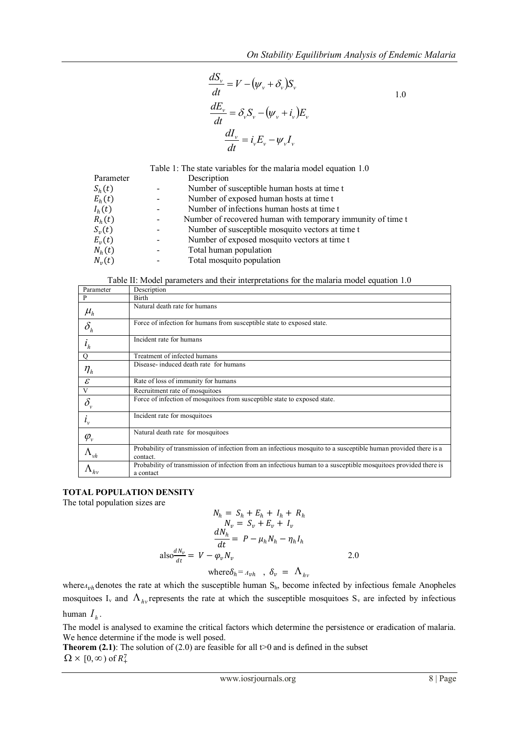$$\frac{dS_v}{dt} = V - (\psi_v + \delta_v)S_v$$

$$\frac{dE_v}{dt} = \delta_v S_v - (\psi_v + i_v)E_v \qquad 1.0$$

$$\frac{dI_v}{dt} = i_v E_v - \psi_v I_v$$

Table 1: The state variables for the malaria model equation 1.0

| Parameter | | Description |
|---|---|---|
| $S_h(t)$ | - | Number of susceptible human hosts at time t |
| $E_h(t)$ | - | Number of exposed human hosts at time t |
| $I_h(t)$ | - | Number of infections human hosts at time t |
| $R_h(t)$ | - | Number of recovered human with temporary immunity of time t |
| $S_v(t)$ | - | Number of susceptible mosquito vectors at time t |
| $E_v(t)$ | - | Number of exposed mosquito vectors at time t |
| $N_h(t)$ | - | Total human population |
| $N_v(t)$ | - | Total mosquito population |

Table II: Model parameters and their interpretations for the malaria model equation 1.0

| Parameter | Description |
|---|---|
| P | Birth |
| $\mu_h$ | Natural death rate for humans |
| $\delta_h$ | Force of infection for humans from susceptible state to exposed state. |
| $i_h$ | Incident rate for humans |
| Q | Treatment of infected humans |
| $\eta_h$ | Disease- induced death rate for humans |
| $\varepsilon$ | Rate of loss of immunity for humans |
| V | Recruitment rate of mosquitoes |
| $\delta_v$ | Force of infection of mosquitoes from susceptible state to exposed state. |
| $i_v$ | Incident rate for mosquitoes |
| $\varphi_v$ | Natural death rate for mosquitoes |
| $\Lambda_{vh}$ | Probability of transmission of infection from an infectious mosquito to a susceptible human provided there is a contact. |
| $\Lambda_{hv}$ | Probability of transmission of infection from an infectious human to a susceptible mosquitoes provided there is a contact |

**TOTAL POPULATION DENSITY**

The total population sizes are

$$N_h = S_h + E_h + I_h + R_h$$

$$N_v = S_v + E_v + I_v$$

$$\frac{dN_h}{dt} = P - \mu_h N_h - \eta_h I_h$$

$$\text{also} \frac{dN_v}{dt} = V - \varphi_v N_v \qquad 2.0$$

$$\text{where} \delta_h = \Lambda_{vh} \ , \ \delta_v = \Lambda_{hv}$$

where $\Lambda_{vh}$ denotes the rate at which the susceptible human $S_h$, become infected by infectious female Anopheles mosquitoes $I_v$ and $\Lambda_{hv}$ represents the rate at which the susceptible mosquitoes $S_v$ are infected by infectious human $I_h$.

The model is analysed to examine the critical factors which determine the persistence or eradication of malaria. We hence determine if the mode is well posed.

**Theorem (2.1)**: The solution of (2.0) are feasible for all t>0 and is defined in the subset $\Omega \times [0, \infty)$ of $R_+^7$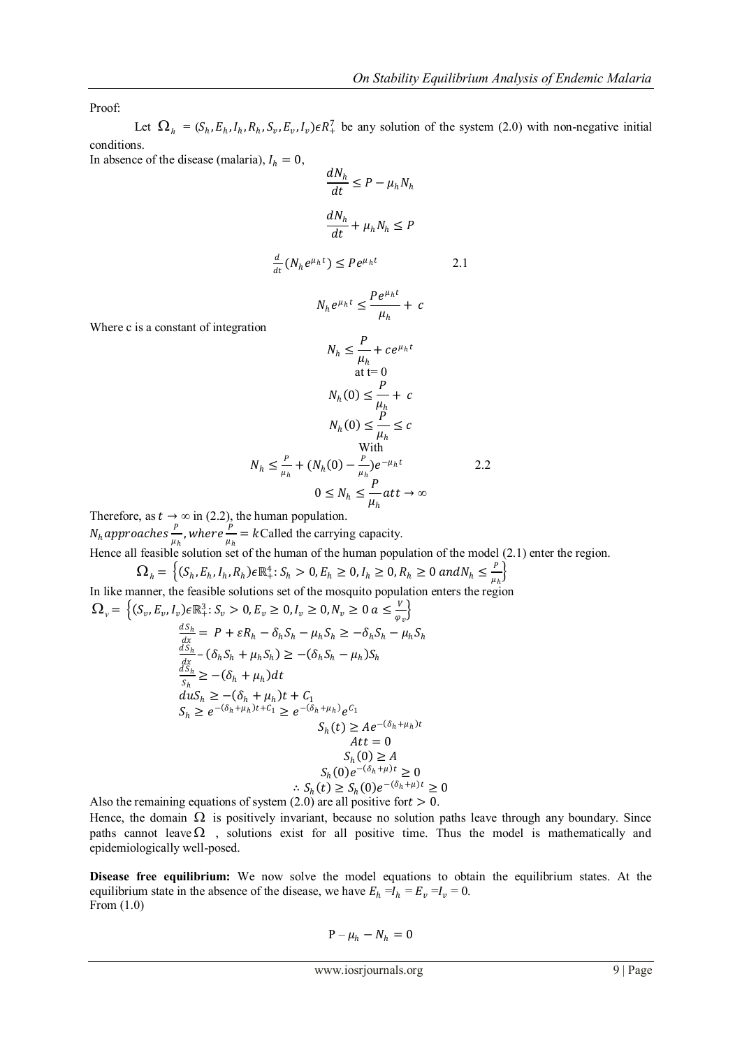Proof:

Let $\Omega_h = (S_h, E_h, I_h, R_h, S_v, E_v, I_v) \epsilon R_+^7$ be any solution of the system (2.0) with non-negative initial conditions.

In absence of the disease (malaria), $I_h = 0$,

$$\frac{dN_h}{dt} \leq P - \mu_h N_h$$

$$\frac{dN_h}{dt} + \mu_h N_h \leq P$$

$$\frac{d}{dt}(N_h e^{\mu_h t}) \leq P e^{\mu_h t} \qquad 2.1$$

$$N_h e^{\mu_h t} \leq \frac{P e^{\mu_h t}}{\mu_h} + c$$

Where c is a constant of integration

$$N_h \leq \frac{P}{\mu_h} + c e^{\mu_h t}$$

at t= 0

$$N_h(0) \leq \frac{P}{\mu_h} + c$$

$$N_h(0) \leq \frac{P}{\mu_h} \leq c$$

With

$$N_h \leq \frac{P}{\mu_h} + (N_h(0) - \frac{P}{\mu_h}) e^{-\mu_h t} \qquad 2.2$$

$$0 \leq N_h \leq \frac{P}{\mu_h} at t \to \infty$$

Therefore, as $t \to \infty$ in (2.2), the human population.

$N_h$ approaches $\frac{P}{\mu_h}$, where $\frac{P}{\mu_h} = k$ Called the carrying capacity.

Hence all feasible solution set of the human of the human population of the model (2.1) enter the region.

$$\Omega_h = \left\{ (S_h, E_h, I_h, R_h) \epsilon \mathbb{R}_+^4 : S_h > 0, E_h \geq 0, I_h \geq 0, R_h \geq 0 \; and N_h \leq \frac{P}{\mu_h} \right\}$$

In like manner, the feasible solutions set of the mosquito population enters the region

$$\Omega_v = \left\{ (S_v, E_v, I_v) \epsilon \mathbb{R}_+^3 : S_v > 0, E_v \geq 0, I_v \geq 0, N_v \geq 0 \; a \leq \frac{V}{\varphi_v} \right\}$$

$$\frac{dS_h}{dx} = P + \varepsilon R_h - \delta_h S_h - \mu_h S_h \geq -\delta_h S_h - \mu_h S_h$$

$$\frac{dS_h}{dx} - (\delta_h S_h + \mu_h S_h) \geq -(\delta_h S_h - \mu_h) S_h$$

$$\frac{dS_h}{S_h} \geq -(\delta_h + \mu_h) dt$$

$$du S_h \geq -(\delta_h + \mu_h) t + C_1$$

$$S_h \geq e^{-(\delta_h + \mu_h) t + C_1} \geq e^{-(\delta_h + \mu_h)} e^{C_1}$$

$$S_h(t) \geq A e^{-(\delta_h + \mu_h) t}$$

$$At t = 0$$

$$S_h(0) \geq A$$

$$S_h(0) e^{-(\delta_h + \mu) t} \geq 0$$

$$\therefore S_h(t) \geq S_h(0) e^{-(\delta_h + \mu) t} \geq 0$$

Also the remaining equations of system (2.0) are all positive for $t > 0$.

Hence, the domain $\Omega$ is positively invariant, because no solution paths leave through any boundary. Since paths cannot leave $\Omega$, solutions exist for all positive time. Thus the model is mathematically and epidemiologically well-posed.

**Disease free equilibrium:** We now solve the model equations to obtain the equilibrium states. At the equilibrium state in the absence of the disease, we have $E_h = I_h = E_v = I_v = 0$.

From (1.0)

$$\mathrm{P} - \mu_h - N_h = 0$$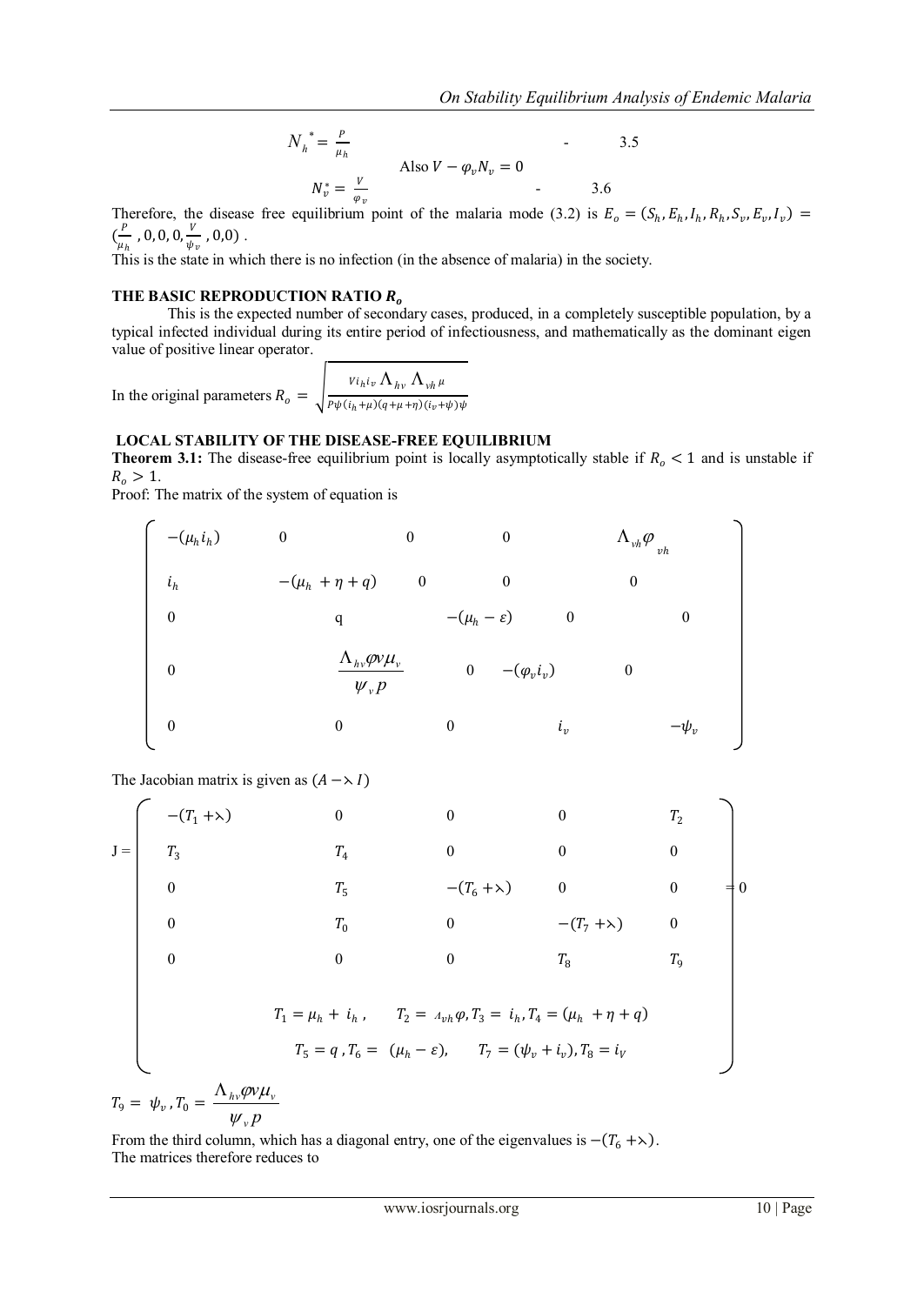$$N_h^{\,*} = \frac{P}{\mu_h} \qquad - \qquad 3.5$$

Also $V - \varphi_v N_v = 0$

$$N_v^* = \frac{V}{\varphi_v} \qquad - \qquad 3.6$$

Therefore, the disease free equilibrium point of the malaria mode (3.2) is $E_o = (S_h, E_h, I_h, R_h, S_v, E_v, I_v) = (\frac{P}{\mu_h}, 0, 0, 0, \frac{V}{\psi_v}, 0, 0)$ .

This is the state in which there is no infection (in the absence of malaria) in the society.

### THE BASIC REPRODUCTION RATIO $R_o$

This is the expected number of secondary cases, produced, in a completely susceptible population, by a typical infected individual during its entire period of infectiousness, and mathematically as the dominant eigen value of positive linear operator.

In the original parameters $R_o = \sqrt{\frac{V i_h i_v \Lambda_{hv} \Lambda_{vh} \mu}{P\psi(i_h+\mu)(q+\mu+\eta)(i_v+\psi)\psi}}$

### LOCAL STABILITY OF THE DISEASE-FREE EQUILIBRIUM

**Theorem 3.1:** The disease-free equilibrium point is locally asymptotically stable if $R_o < 1$ and is unstable if $R_o > 1$.

Proof: The matrix of the system of equation is

$$\begin{pmatrix} -(\mu_h i_h) & 0 & 0 & 0 & \Lambda_{vh}\varphi_{vh} \\ i_h & -(\mu_h + \eta + q) & 0 & 0 & 0 \\ 0 & q & -(\mu_h - \varepsilon) & 0 & 0 \\ 0 & \frac{\Lambda_{hv}\varphi v \mu_v}{\psi_v p} & 0 & -(\varphi_v i_v) & 0 \\ 0 & 0 & 0 & i_v & -\psi_v \end{pmatrix}$$

The Jacobian matrix is given as $(A - \lambda I)$

$$J = \begin{pmatrix} -(T_1 + \lambda) & 0 & 0 & 0 & T_2 \\ T_3 & T_4 & 0 & 0 & 0 \\ 0 & T_5 & -(T_6 + \lambda) & 0 & 0 \\ 0 & T_0 & 0 & -(T_7 + \lambda) & 0 \\ 0 & 0 & 0 & T_8 & T_9 \end{pmatrix} = 0$$

$T_1 = \mu_h + i_h$ , $\quad T_2 = \Lambda_{vh}\varphi, T_3 = i_h, T_4 = (\mu_h + \eta + q)$

$T_5 = q$ , $T_6 = (\mu_h - \varepsilon), \quad T_7 = (\psi_v + i_v), T_8 = i_V$

$T_9 = \psi_v$ , $T_0 = \frac{\Lambda_{hv}\varphi v \mu_v}{\psi_v p}$

From the third column, which has a diagonal entry, one of the eigenvalues is $-(T_6 + \lambda)$.

The matrices therefore reduces to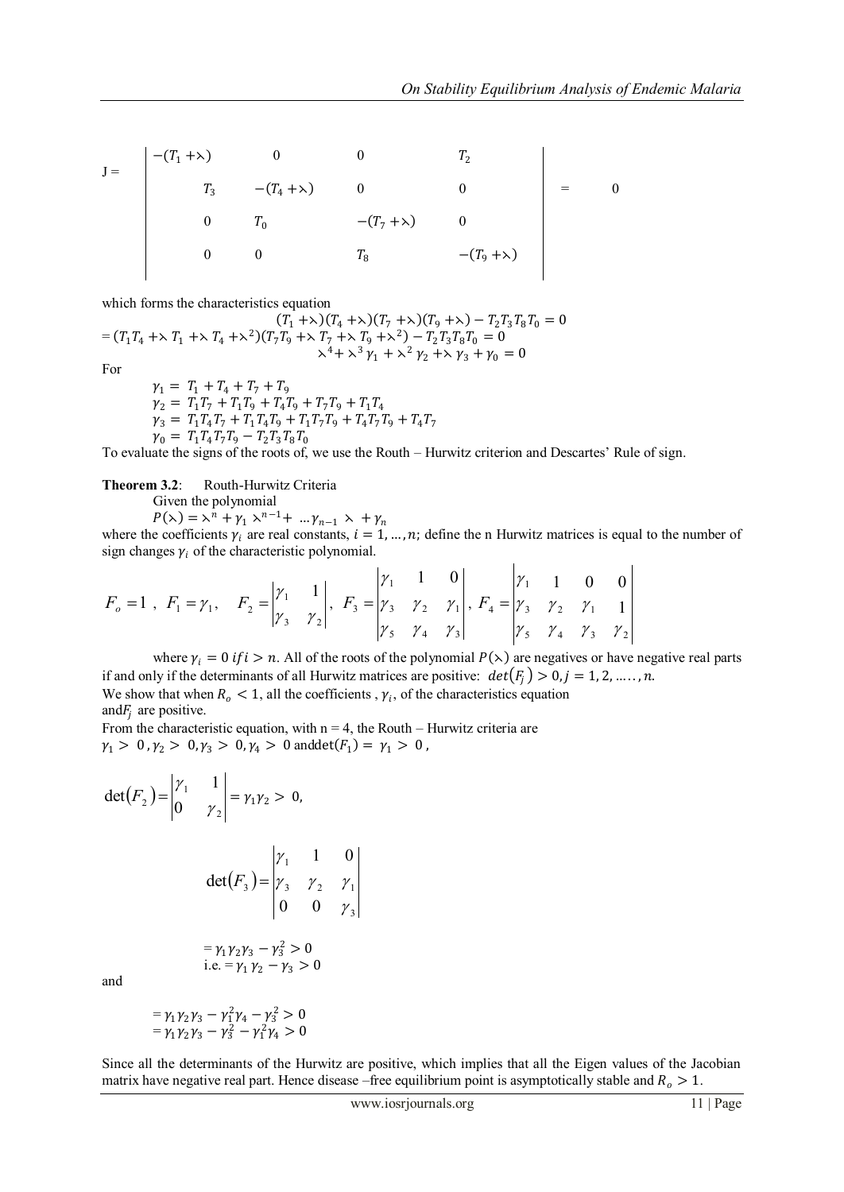$$
J = \begin{vmatrix} -(T_1 + \lambda) & 0 & 0 & T_2 \\ T_3 & -(T_4 + \lambda) & 0 & 0 \\ 0 & T_0 & -(T_7 + \lambda) & 0 \\ 0 & 0 & T_8 & -(T_9 + \lambda) \end{vmatrix} = 0
$$

which forms the characteristics equation

$$(T_1 + \lambda)(T_4 + \lambda)(T_7 + \lambda)(T_9 + \lambda) - T_2 T_3 T_8 T_0 = 0$$

$$= (T_1 T_4 + \lambda\, T_1 + \lambda\, T_4 + \lambda^2)(T_7 T_9 + \lambda\, T_7 + \lambda\, T_9 + \lambda^2) - T_2 T_3 T_8 T_0 = 0$$

$$\lambda^4 + \lambda^3 \gamma_1 + \lambda^2 \gamma_2 + \lambda\, \gamma_3 + \gamma_0 = 0$$

For

$$\gamma_1 = T_1 + T_4 + T_7 + T_9$$
$$\gamma_2 = T_1 T_7 + T_1 T_9 + T_4 T_9 + T_7 T_9 + T_1 T_4$$
$$\gamma_3 = T_1 T_4 T_7 + T_1 T_4 T_9 + T_1 T_7 T_9 + T_4 T_7 T_9 + T_4 T_7$$
$$\gamma_0 = T_1 T_4 T_7 T_9 - T_2 T_3 T_8 T_0$$

To evaluate the signs of the roots of, we use the Routh – Hurwitz criterion and Descartes' Rule of sign.

**Theorem 3.2**: Routh-Hurwitz Criteria

Given the polynomial

$$P(\lambda) = \lambda^n + \gamma_1 \lambda^{n-1} + \ldots \gamma_{n-1} \lambda + \gamma_n$$

where the coefficients $\gamma_i$ are real constants, $i = 1, \ldots, n$; define the n Hurwitz matrices is equal to the number of sign changes $\gamma_i$ of the characteristic polynomial.

$$
F_o = 1, \quad F_1 = \gamma_1, \quad F_2 = \begin{vmatrix} \gamma_1 & 1 \\ \gamma_3 & \gamma_2 \end{vmatrix}, \quad F_3 = \begin{vmatrix} \gamma_1 & 1 & 0 \\ \gamma_3 & \gamma_2 & \gamma_1 \\ \gamma_5 & \gamma_4 & \gamma_3 \end{vmatrix}, \quad F_4 = \begin{vmatrix} \gamma_1 & 1 & 0 & 0 \\ \gamma_3 & \gamma_2 & \gamma_1 & 1 \\ \gamma_5 & \gamma_4 & \gamma_3 & \gamma_2 \end{vmatrix}
$$

where $\gamma_i = 0$ if $i > n$. All of the roots of the polynomial $P(\lambda)$ are negatives or have negative real parts if and only if the determinants of all Hurwitz matrices are positive: $det(F_j) > 0, j = 1, 2, \ldots\ldots, n$.

We show that when $R_o < 1$, all the coefficients , $\gamma_i$, of the characteristics equation and $F_j$ are positive.

From the characteristic equation, with n = 4, the Routh – Hurwitz criteria are $\gamma_1 > 0, \gamma_2 > 0, \gamma_3 > 0, \gamma_4 > 0$ and $\det(F_1) = \gamma_1 > 0$,

$$\det(F_2) = \begin{vmatrix} \gamma_1 & 1 \\ 0 & \gamma_2 \end{vmatrix} = \gamma_1 \gamma_2 > 0,$$

$$\det(F_3) = \begin{vmatrix} \gamma_1 & 1 & 0 \\ \gamma_3 & \gamma_2 & \gamma_1 \\ 0 & 0 & \gamma_3 \end{vmatrix}$$

$$= \gamma_1 \gamma_2 \gamma_3 - \gamma_3^2 > 0$$

$$\text{i.e.} = \gamma_1 \gamma_2 - \gamma_3 > 0$$

and

$$= \gamma_1 \gamma_2 \gamma_3 - \gamma_1^2 \gamma_4 - \gamma_3^2 > 0$$

$$= \gamma_1 \gamma_2 \gamma_3 - \gamma_3^2 - \gamma_1^2 \gamma_4 > 0$$

Since all the determinants of the Hurwitz are positive, which implies that all the Eigen values of the Jacobian matrix have negative real part. Hence disease –free equilibrium point is asymptotically stable and $R_o > 1$.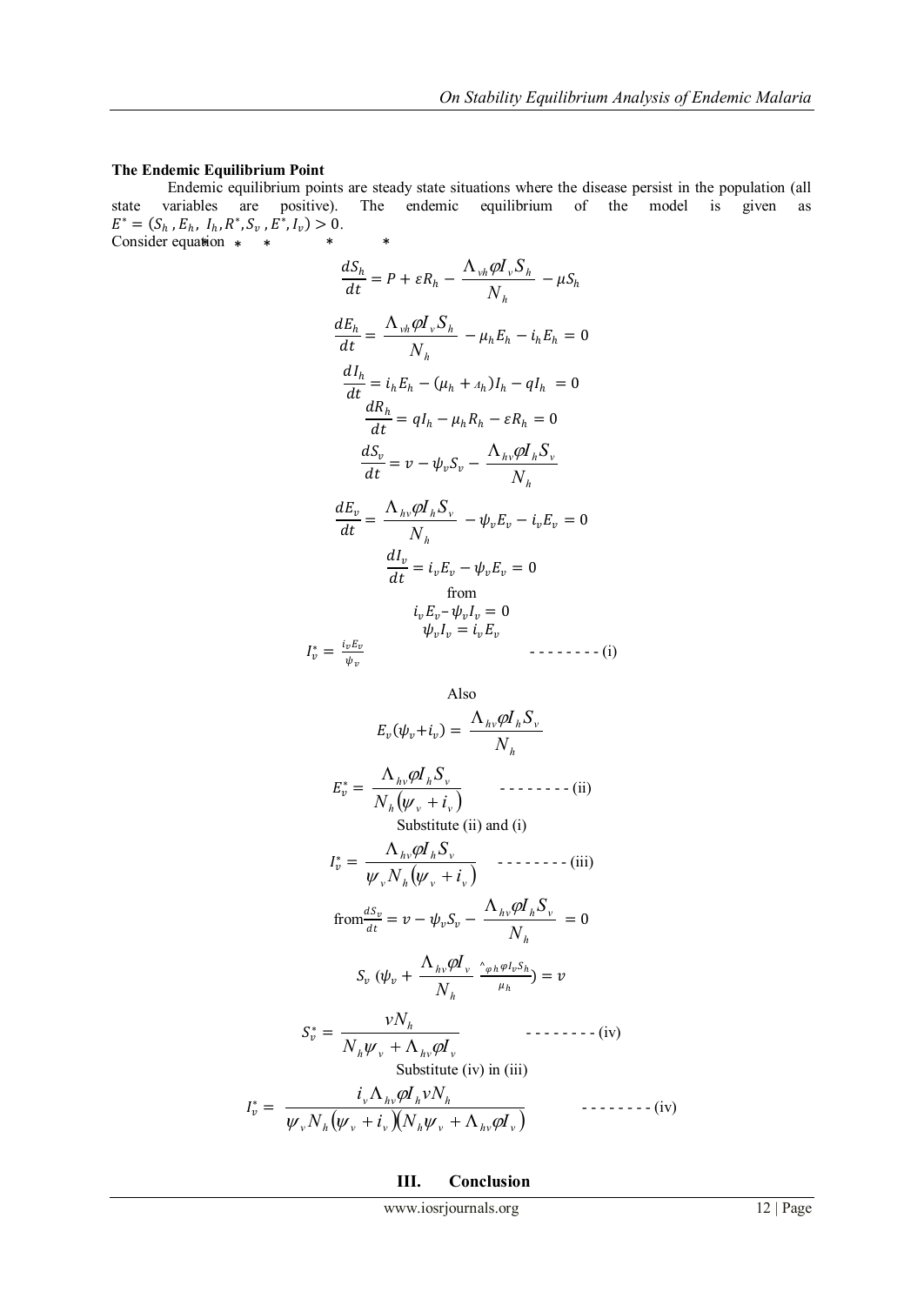**The Endemic Equilibrium Point**

Endemic equilibrium points are steady state situations where the disease persist in the population (all state variables are positive). The endemic equilibrium of the model is given as $E^* = (S_h^*, E_h^*, I_h^*, R^*, S_v^*, E^*, I_v) > 0$.

Consider equation

$$\frac{dS_h}{dt} = P + \varepsilon R_h - \frac{\Lambda_{vh}\varphi I_v S_h}{N_h} - \mu S_h$$

$$\frac{dE_h}{dt} = \frac{\Lambda_{vh}\varphi I_v S_h}{N_h} - \mu_h E_h - i_h E_h = 0$$

$$\frac{dI_h}{dt} = i_h E_h - (\mu_h + \Lambda_h) I_h - q I_h = 0$$

$$\frac{dR_h}{dt} = q I_h - \mu_h R_h - \varepsilon R_h = 0$$

$$\frac{dS_v}{dt} = v - \psi_v S_v - \frac{\Lambda_{hv}\varphi I_h S_v}{N_h}$$

$$\frac{dE_v}{dt} = \frac{\Lambda_{hv}\varphi I_h S_v}{N_h} - \psi_v E_v - i_v E_v = 0$$

$$\frac{dI_v}{dt} = i_v E_v - \psi_v E_v = 0$$

from

$$i_v E_v - \psi_v I_v = 0$$

$$\psi_v I_v = i_v E_v$$

$$I_v^* = \frac{i_v E_v}{\psi_v} \quad \text{- - - - - - - - (i)}$$

Also

$$E_v(\psi_v + i_v) = \frac{\Lambda_{hv}\varphi I_h S_v}{N_h}$$

$$E_v^* = \frac{\Lambda_{hv}\varphi I_h S_v}{N_h(\psi_v + i_v)} \quad \text{- - - - - - - - (ii)}$$

Substitute (ii) and (i)

$$I_v^* = \frac{\Lambda_{hv}\varphi I_h S_v}{\psi_v N_h(\psi_v + i_v)} \quad \text{- - - - - - - - (iii)}$$

$$\text{from} \frac{dS_v}{dt} = v - \psi_v S_v - \frac{\Lambda_{hv}\varphi I_h S_v}{N_h} = 0$$

$$S_v \left(\psi_v + \frac{\Lambda_{hv}\varphi I_v}{N_h} \frac{\wedge_{\varphi h}\varphi I_v S_h}{\mu_h}\right) = v$$

$$S_v^* = \frac{vN_h}{N_h\psi_v + \Lambda_{hv}\varphi I_v} \quad \text{- - - - - - - - (iv)}$$

Substitute (iv) in (iii)

$$I_v^* = \frac{i_v \Lambda_{hv}\varphi I_h v N_h}{\psi_v N_h(\psi_v + i_v)(N_h\psi_v + \Lambda_{hv}\varphi I_v)} \quad \text{- - - - - - - - (iv)}$$

## III. Conclusion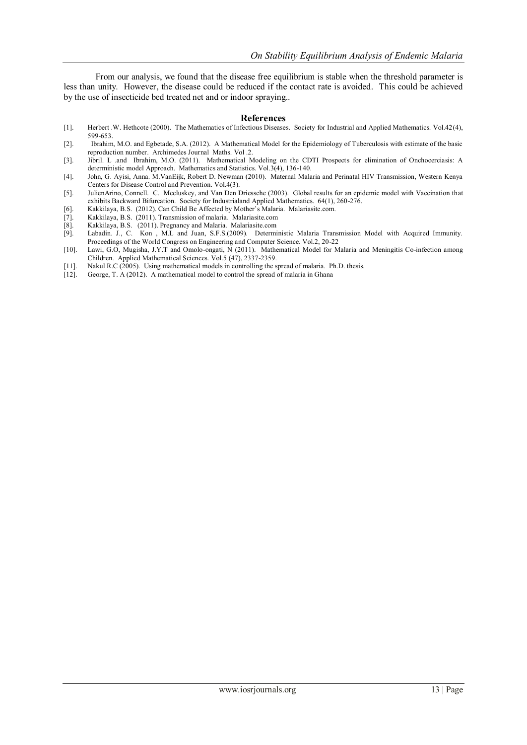From our analysis, we found that the disease free equilibrium is stable when the threshold parameter is less than unity. However, the disease could be reduced if the contact rate is avoided. This could be achieved by the use of insecticide bed treated net and or indoor spraying..

## References

[1]. Herbert .W. Hethcote (2000). The Mathematics of Infectious Diseases. Society for Industrial and Applied Mathematics. Vol.42(4), 599-653.

[2]. Ibrahim, M.O. and Egbetade, S.A. (2012). A Mathematical Model for the Epidemiology of Tuberculosis with estimate of the basic reproduction number. Archimedes Journal Maths. Vol .2.

[3]. Jibril. L .and Ibrahim, M.O. (2011). Mathematical Modeling on the CDTI Prospects for elimination of Onchocerciasis: A deterministic model Approach. Mathematics and Statistics. Vol.3(4), 136-140.

[4]. John, G. Ayisi, Anna. M.VanEijk, Robert D. Newman (2010). Maternal Malaria and Perinatal HIV Transmission, Western Kenya Centers for Disease Control and Prevention. Vol.4(3).

[5]. JulienArino, Connell. C. Mccluskey, and Van Den Driessche (2003). Global results for an epidemic model with Vaccination that exhibits Backward Bifurcation. Society for Industrialand Applied Mathematics. 64(1), 260-276.

[6]. Kakkilaya, B.S. (2012). Can Child Be Affected by Mother's Malaria. Malariasite.com.

[7]. Kakkilaya, B.S. (2011). Transmission of malaria. Malariasite.com

[8]. Kakkilaya, B.S. (2011). Pregnancy and Malaria. Malariasite.com

[9]. Labadin. J., C. Kon , M.L and Juan, S.F.S.(2009). Deterministic Malaria Transmission Model with Acquired Immunity. Proceedings of the World Congress on Engineering and Computer Science. Vol.2, 20-22

[10]. Lawi, G.O, Mugisha, J.Y.T and Omolo-ongati, N (2011). Mathematical Model for Malaria and Meningitis Co-infection among Children. Applied Mathematical Sciences. Vol.5 (47), 2337-2359.

[11]. Nakul R.C (2005). Using mathematical models in controlling the spread of malaria. Ph.D. thesis.

[12]. George, T. A (2012). A mathematical model to control the spread of malaria in Ghana